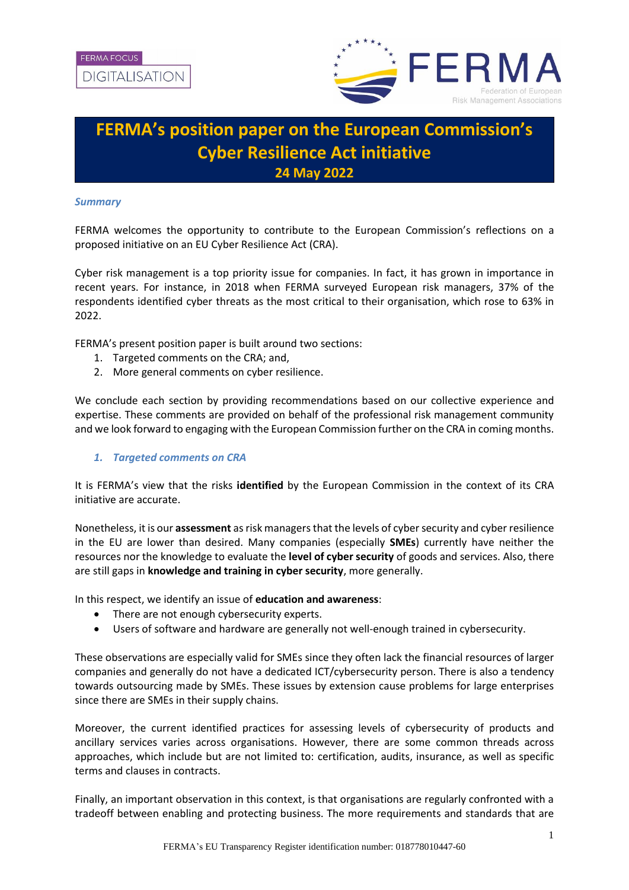FERMA FOCUS
DIGITALISATION

# FERMA's position paper on the European Commission's Cyber Resilience Act initiative

## 24 May 2022

***Summary***

FERMA welcomes the opportunity to contribute to the European Commission's reflections on a proposed initiative on an EU Cyber Resilience Act (CRA).

Cyber risk management is a top priority issue for companies. In fact, it has grown in importance in recent years. For instance, in 2018 when FERMA surveyed European risk managers, 37% of the respondents identified cyber threats as the most critical to their organisation, which rose to 63% in 2022.

FERMA's present position paper is built around two sections:

1. Targeted comments on the CRA; and,
2. More general comments on cyber resilience.

We conclude each section by providing recommendations based on our collective experience and expertise. These comments are provided on behalf of the professional risk management community and we look forward to engaging with the European Commission further on the CRA in coming months.

### *1. Targeted comments on CRA*

It is FERMA's view that the risks **identified** by the European Commission in the context of its CRA initiative are accurate.

Nonetheless, it is our **assessment** as risk managers that the levels of cyber security and cyber resilience in the EU are lower than desired. Many companies (especially **SMEs**) currently have neither the resources nor the knowledge to evaluate the **level of cyber security** of goods and services. Also, there are still gaps in **knowledge and training in cyber security**, more generally.

In this respect, we identify an issue of **education and awareness**:

- There are not enough cybersecurity experts.
- Users of software and hardware are generally not well-enough trained in cybersecurity.

These observations are especially valid for SMEs since they often lack the financial resources of larger companies and generally do not have a dedicated ICT/cybersecurity person. There is also a tendency towards outsourcing made by SMEs. These issues by extension cause problems for large enterprises since there are SMEs in their supply chains.

Moreover, the current identified practices for assessing levels of cybersecurity of products and ancillary services varies across organisations. However, there are some common threads across approaches, which include but are not limited to: certification, audits, insurance, as well as specific terms and clauses in contracts.

Finally, an important observation in this context, is that organisations are regularly confronted with a tradeoff between enabling and protecting business. The more requirements and standards that are

FERMA's EU Transparency Register identification number: 018778010447-60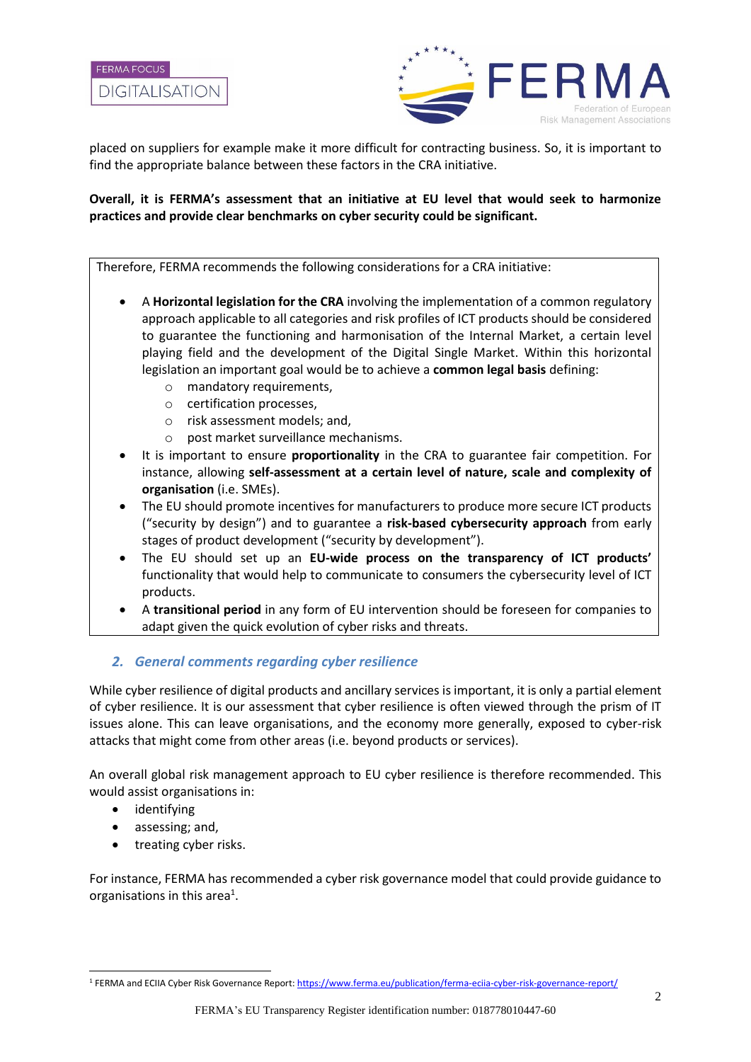placed on suppliers for example make it more difficult for contracting business. So, it is important to find the appropriate balance between these factors in the CRA initiative.

**Overall, it is FERMA's assessment that an initiative at EU level that would seek to harmonize practices and provide clear benchmarks on cyber security could be significant.**

Therefore, FERMA recommends the following considerations for a CRA initiative:

- A **Horizontal legislation for the CRA** involving the implementation of a common regulatory approach applicable to all categories and risk profiles of ICT products should be considered to guarantee the functioning and harmonisation of the Internal Market, a certain level playing field and the development of the Digital Single Market. Within this horizontal legislation an important goal would be to achieve a **common legal basis** defining:
    - mandatory requirements,
    - certification processes,
    - risk assessment models; and,
    - post market surveillance mechanisms.
- It is important to ensure **proportionality** in the CRA to guarantee fair competition. For instance, allowing **self-assessment at a certain level of nature, scale and complexity of organisation** (i.e. SMEs).
- The EU should promote incentives for manufacturers to produce more secure ICT products ("security by design") and to guarantee a **risk-based cybersecurity approach** from early stages of product development ("security by development").
- The EU should set up an **EU-wide process on the transparency of ICT products'** functionality that would help to communicate to consumers the cybersecurity level of ICT products.
- A **transitional period** in any form of EU intervention should be foreseen for companies to adapt given the quick evolution of cyber risks and threats.

## *2. General comments regarding cyber resilience*

While cyber resilience of digital products and ancillary services is important, it is only a partial element of cyber resilience. It is our assessment that cyber resilience is often viewed through the prism of IT issues alone. This can leave organisations, and the economy more generally, exposed to cyber-risk attacks that might come from other areas (i.e. beyond products or services).

An overall global risk management approach to EU cyber resilience is therefore recommended. This would assist organisations in:

- identifying
- assessing; and,
- treating cyber risks.

For instance, FERMA has recommended a cyber risk governance model that could provide guidance to organisations in this area[1].

[1] FERMA and ECIIA Cyber Risk Governance Report: https://www.ferma.eu/publication/ferma-eciia-cyber-risk-governance-report/

FERMA's EU Transparency Register identification number: 018778010447-60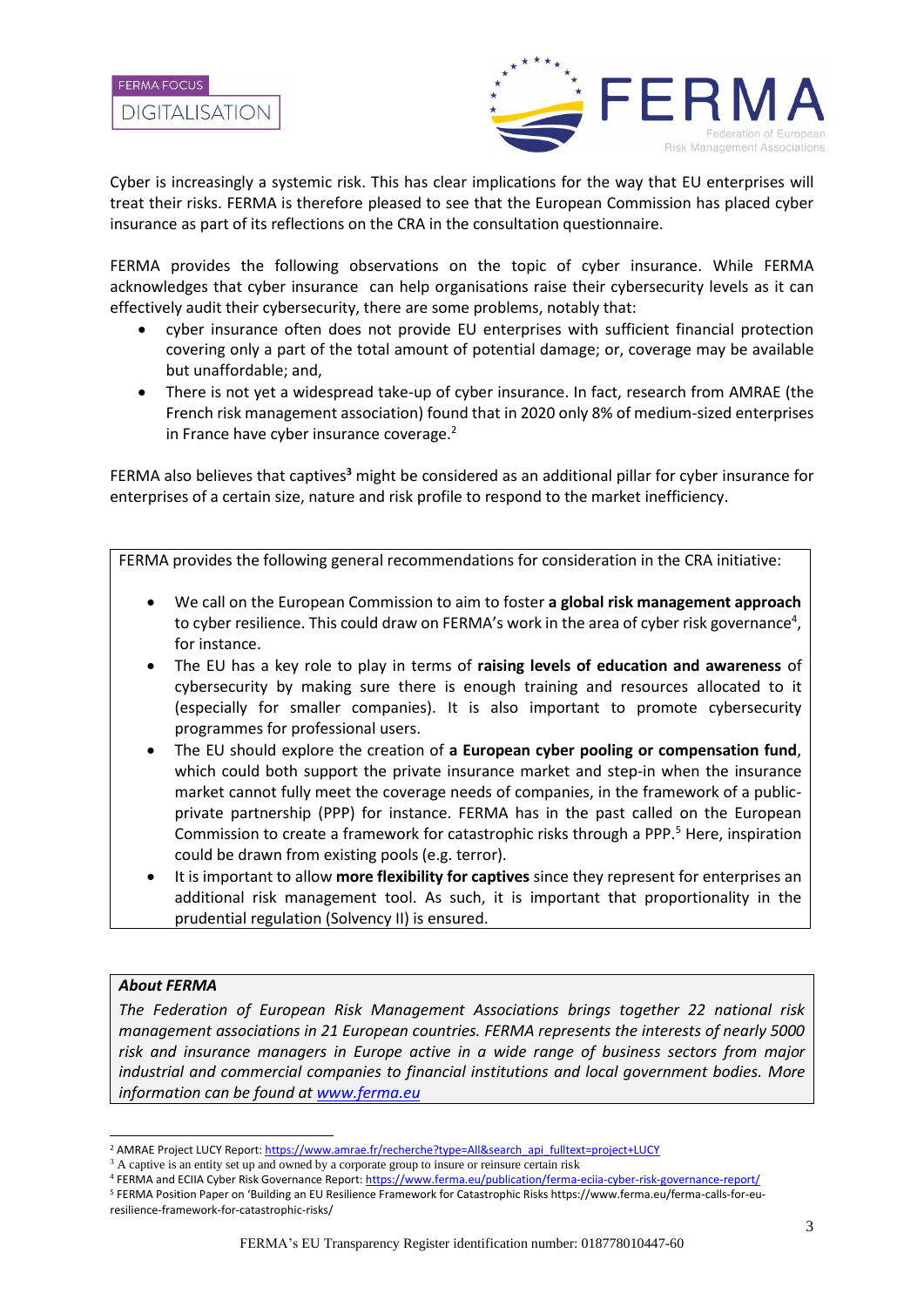Cyber is increasingly a systemic risk. This has clear implications for the way that EU enterprises will treat their risks. FERMA is therefore pleased to see that the European Commission has placed cyber insurance as part of its reflections on the CRA in the consultation questionnaire.

FERMA provides the following observations on the topic of cyber insurance. While FERMA acknowledges that cyber insurance can help organisations raise their cybersecurity levels as it can effectively audit their cybersecurity, there are some problems, notably that:

- cyber insurance often does not provide EU enterprises with sufficient financial protection covering only a part of the total amount of potential damage; or, coverage may be available but unaffordable; and,
- There is not yet a widespread take-up of cyber insurance. In fact, research from AMRAE (the French risk management association) found that in 2020 only 8% of medium-sized enterprises in France have cyber insurance coverage.[2]

FERMA also believes that captives[3] might be considered as an additional pillar for cyber insurance for enterprises of a certain size, nature and risk profile to respond to the market inefficiency.

FERMA provides the following general recommendations for consideration in the CRA initiative:

- We call on the European Commission to aim to foster **a global risk management approach** to cyber resilience. This could draw on FERMA's work in the area of cyber risk governance[4], for instance.
- The EU has a key role to play in terms of **raising levels of education and awareness** of cybersecurity by making sure there is enough training and resources allocated to it (especially for smaller companies). It is also important to promote cybersecurity programmes for professional users.
- The EU should explore the creation of **a European cyber pooling or compensation fund**, which could both support the private insurance market and step-in when the insurance market cannot fully meet the coverage needs of companies, in the framework of a public-private partnership (PPP) for instance. FERMA has in the past called on the European Commission to create a framework for catastrophic risks through a PPP.[5] Here, inspiration could be drawn from existing pools (e.g. terror).
- It is important to allow **more flexibility for captives** since they represent for enterprises an additional risk management tool. As such, it is important that proportionality in the prudential regulation (Solvency II) is ensured.

***About FERMA***

*The Federation of European Risk Management Associations brings together 22 national risk management associations in 21 European countries. FERMA represents the interests of nearly 5000 risk and insurance managers in Europe active in a wide range of business sectors from major industrial and commercial companies to financial institutions and local government bodies. More information can be found at www.ferma.eu*

---

[2] AMRAE Project LUCY Report: https://www.amrae.fr/recherche?type=All&search_api_fulltext=project+LUCY

[3] A captive is an entity set up and owned by a corporate group to insure or reinsure certain risk

[4] FERMA and ECIIA Cyber Risk Governance Report: https://www.ferma.eu/publication/ferma-eciia-cyber-risk-governance-report/

[5] FERMA Position Paper on 'Building an EU Resilience Framework for Catastrophic Risks https://www.ferma.eu/ferma-calls-for-eu-resilience-framework-for-catastrophic-risks/

FERMA's EU Transparency Register identification number: 018778010447-60